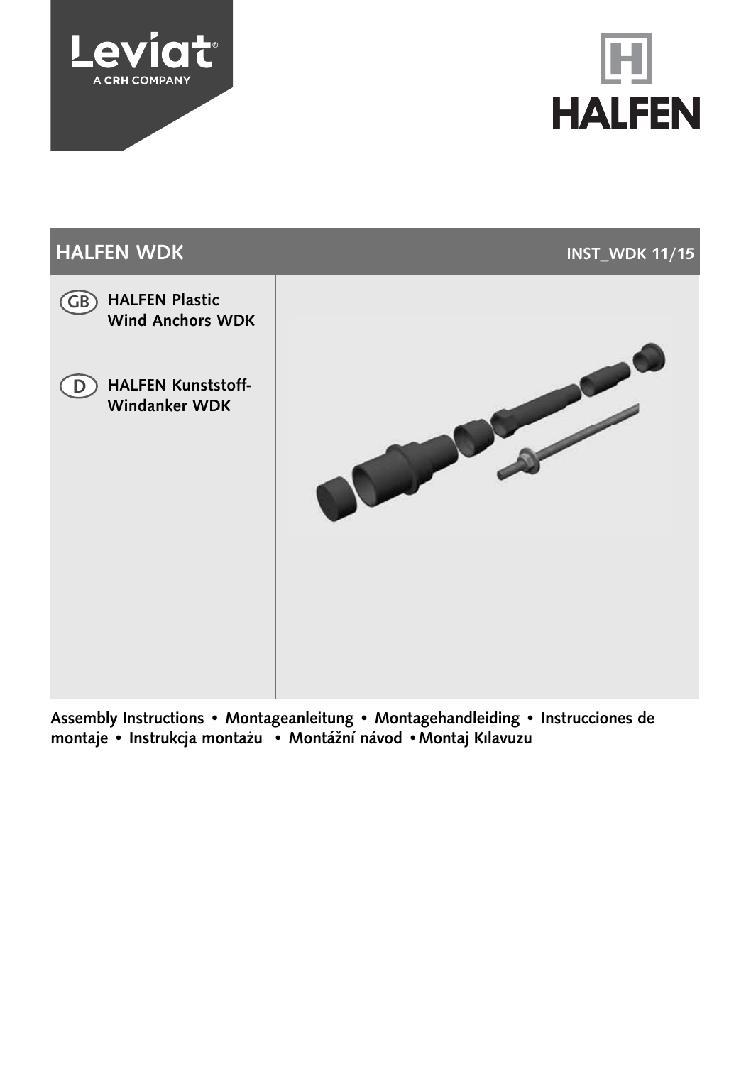Leviat
A CRH COMPANY

HALFEN

# HALFEN WDK

INST_WDK 11/15

GB **HALFEN Plastic Wind Anchors WDK**

D **HALFEN Kunststoff-Windanker WDK**

**Assembly Instructions • Montageanleitung • Montagehandleiding • Instrucciones de montaje • Instrukcja montażu • Montážní návod • Montaj Kılavuzu**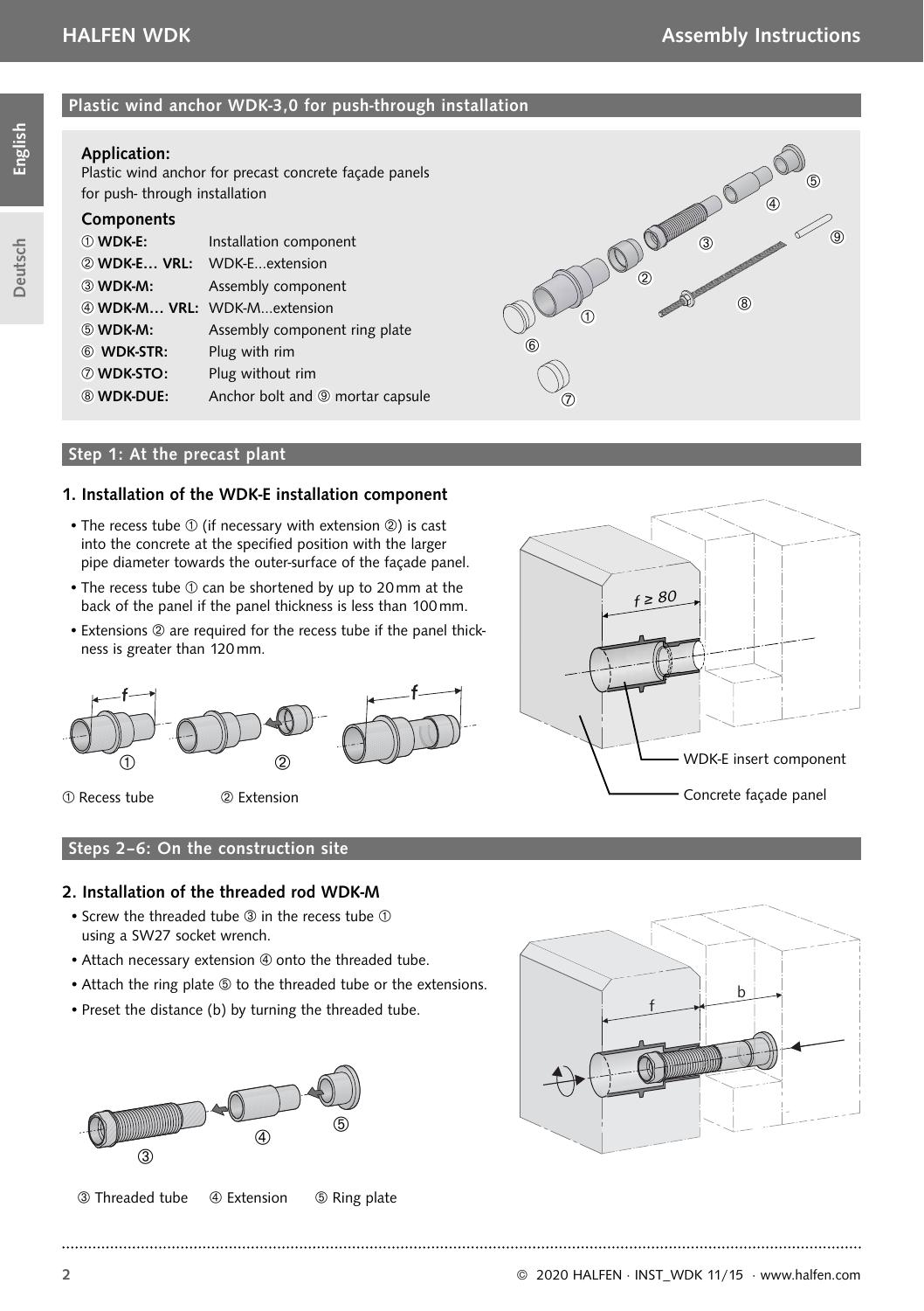## Plastic wind anchor WDK-3,0 for push-through installation

### Application:

Plastic wind anchor for precast concrete façade panels for push- through installation

### Components

| | |
|---|---|
| ① **WDK-E:** | Installation component |
| ② **WDK-E… VRL:** | WDK-E...extension |
| ③ **WDK-M:** | Assembly component |
| ④ **WDK-M… VRL:** | WDK-M...extension |
| ⑤ **WDK-M:** | Assembly component ring plate |
| ⑥ **WDK-STR:** | Plug with rim |
| ⑦ **WDK-STO:** | Plug without rim |
| ⑧ **WDK-DUE:** | Anchor bolt and ⑨ mortar capsule |

## Step 1: At the precast plant

### 1. Installation of the WDK-E installation component

- The recess tube ① (if necessary with extension ②) is cast into the concrete at the specified position with the larger pipe diameter towards the outer-surface of the façade panel.
- The recess tube ① can be shortened by up to 20 mm at the back of the panel if the panel thickness is less than 100 mm.
- Extensions ② are required for the recess tube if the panel thickness is greater than 120 mm.

① Recess tube ② Extension

$f \geq 80$

WDK-E insert component

Concrete façade panel

## Steps 2–6: On the construction site

### 2. Installation of the threaded rod WDK-M

- Screw the threaded tube ③ in the recess tube ① using a SW27 socket wrench.
- Attach necessary extension ④ onto the threaded tube.
- Attach the ring plate ⑤ to the threaded tube or the extensions.
- Preset the distance (b) by turning the threaded tube.

③ Threaded tube ④ Extension ⑤ Ring plate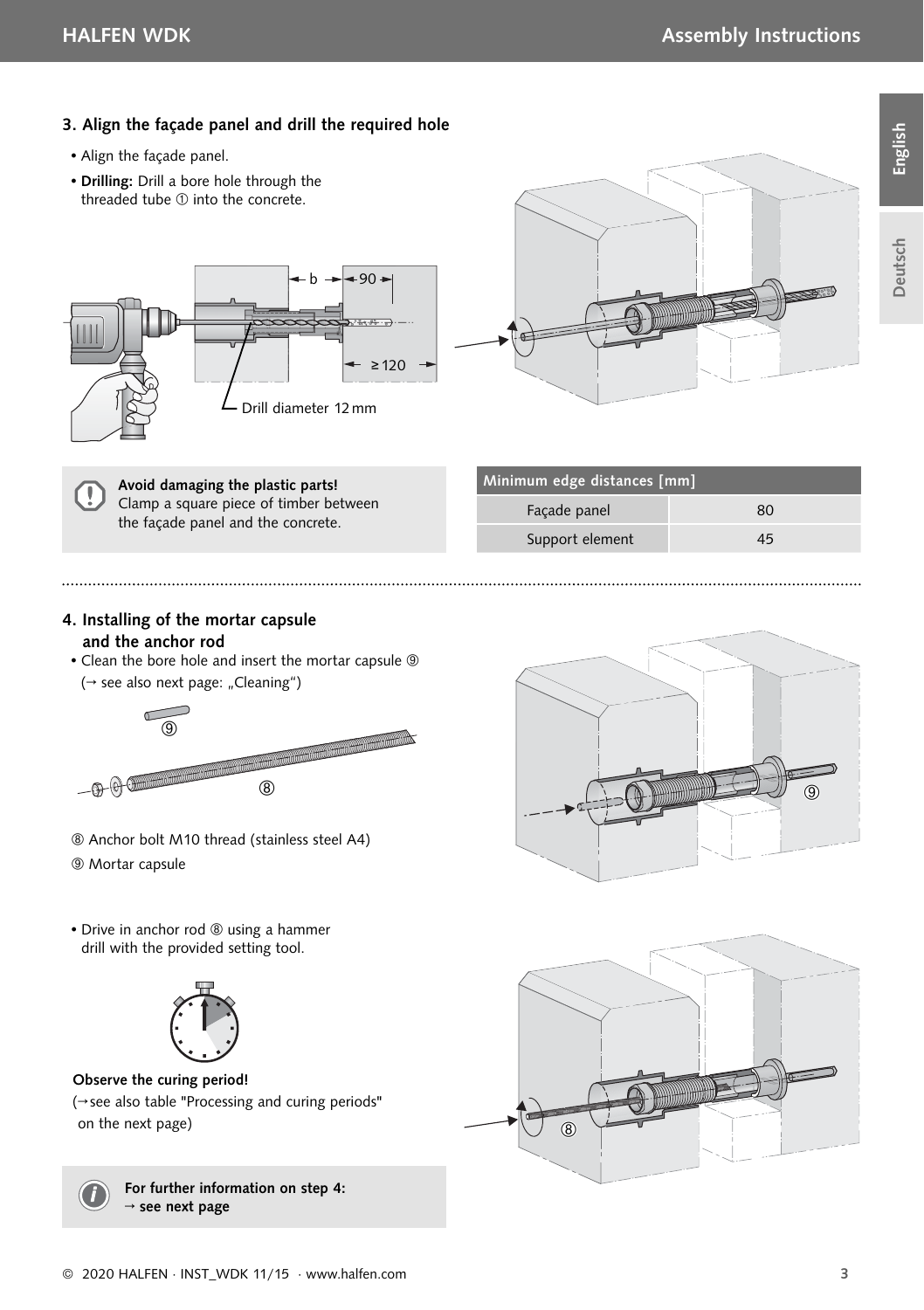## 3. Align the façade panel and drill the required hole

- Align the façade panel.
- **Drilling:** Drill a bore hole through the threaded tube ① into the concrete.

b 90 ≥120

Drill diameter 12 mm

**Avoid damaging the plastic parts!**
Clamp a square piece of timber between the façade panel and the concrete.

| Minimum edge distances [mm] | |
|---|---|
| Façade panel | 80 |
| Support element | 45 |

## 4. Installing of the mortar capsule and the anchor rod

- Clean the bore hole and insert the mortar capsule ⑨ (→ see also next page: „Cleaning")

⑧ Anchor bolt M10 thread (stainless steel A4)

⑨ Mortar capsule

- Drive in anchor rod ⑧ using a hammer drill with the provided setting tool.

**Observe the curing period!**
(→see also table "Processing and curing periods" on the next page)

**For further information on step 4:**
**→ see next page**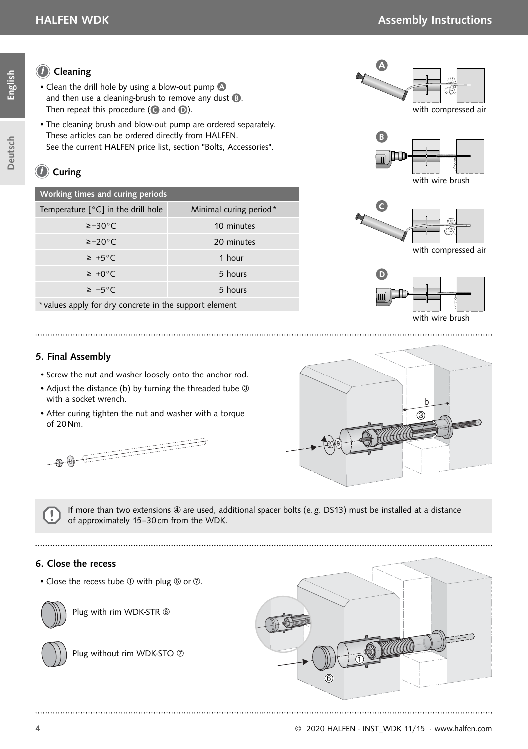## Cleaning

- Clean the drill hole by using a blow-out pump A and then use a cleaning-brush to remove any dust B. Then repeat this procedure (C and D).
- The cleaning brush and blow-out pump are ordered separately. These articles can be ordered directly from HALFEN. See the current HALFEN price list, section "Bolts, Accessories".

A with compressed air

B with wire brush

C with compressed air

D with wire brush

## Curing

| Working times and curing periods | |
|---|---|
| Temperature [°C] in the drill hole | Minimal curing period* |
| ≥+30°C | 10 minutes |
| ≥+20°C | 20 minutes |
| ≥ +5°C | 1 hour |
| ≥ +0°C | 5 hours |
| ≥ −5°C | 5 hours |

*values apply for dry concrete in the support element

## 5. Final Assembly

- Screw the nut and washer loosely onto the anchor rod.
- Adjust the distance (b) by turning the threaded tube ③ with a socket wrench.
- After curing tighten the nut and washer with a torque of 20 Nm.

If more than two extensions ④ are used, additional spacer bolts (e.g. DS13) must be installed at a distance of approximately 15–30 cm from the WDK.

## 6. Close the recess

- Close the recess tube ① with plug ⑥ or ⑦.

Plug with rim WDK-STR ⑥

Plug without rim WDK-STO ⑦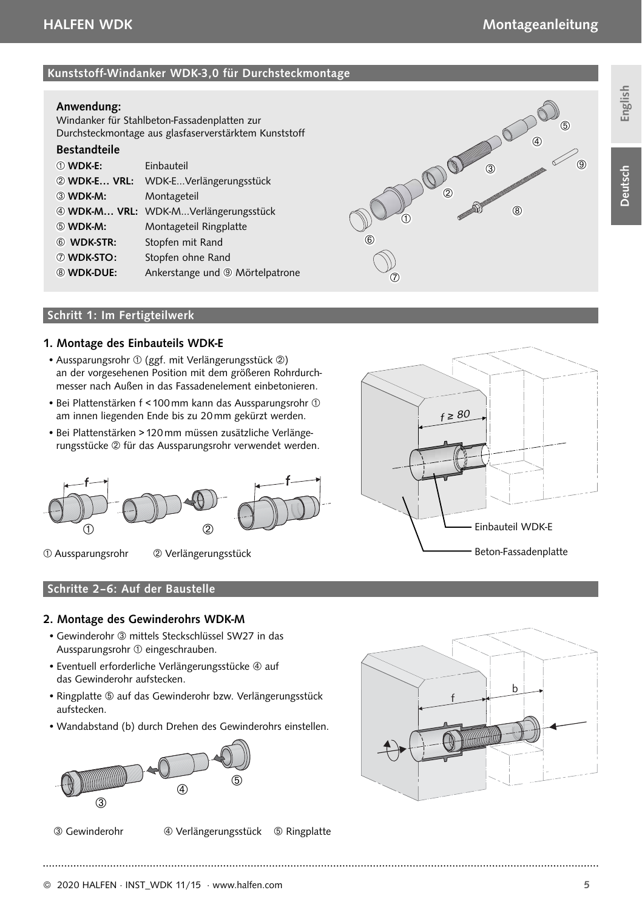## Kunststoff-Windanker WDK-3,0 für Durchsteckmontage

### Anwendung:

Windanker für Stahlbeton-Fassadenplatten zur Durchsteckmontage aus glasfaserverstärktem Kunststoff

### Bestandteile

| | |
|---|---|
| ① **WDK-E:** | Einbauteil |
| ② **WDK-E… VRL:** | WDK-E…Verlängerungsstück |
| ③ **WDK-M:** | Montageteil |
| ④ **WDK-M… VRL:** | WDK-M…Verlängerungsstück |
| ⑤ **WDK-M:** | Montageteil Ringplatte |
| ⑥ **WDK-STR:** | Stopfen mit Rand |
| ⑦ **WDK-STO:** | Stopfen ohne Rand |
| ⑧ **WDK-DUE:** | Ankerstange und ⑨ Mörtelpatrone |

## Schritt 1: Im Fertigteilwerk

### 1. Montage des Einbauteils WDK-E

- Aussparungsrohr ① (ggf. mit Verlängerungsstück ②) an der vorgesehenen Position mit dem größeren Rohrdurchmesser nach Außen in das Fassadenelement einbetonieren.
- Bei Plattenstärken f < 100 mm kann das Aussparungsrohr ① am innen liegenden Ende bis zu 20 mm gekürzt werden.
- Bei Plattenstärken > 120 mm müssen zusätzliche Verlängerungsstücke ② für das Aussparungsrohr verwendet werden.

① Aussparungsrohr ② Verlängerungsstück

$f \geq 80$

Einbauteil WDK-E

Beton-Fassadenplatte

## Schritte 2–6: Auf der Baustelle

### 2. Montage des Gewinderohrs WDK-M

- Gewinderohr ③ mittels Steckschlüssel SW27 in das Aussparungsrohr ① eingeschrauben.
- Eventuell erforderliche Verlängerungsstücke ④ auf das Gewinderohr aufstecken.
- Ringplatte ⑤ auf das Gewinderohr bzw. Verlängerungsstück aufstecken.
- Wandabstand (b) durch Drehen des Gewinderohrs einstellen.

③ Gewinderohr ④ Verlängerungsstück ⑤ Ringplatte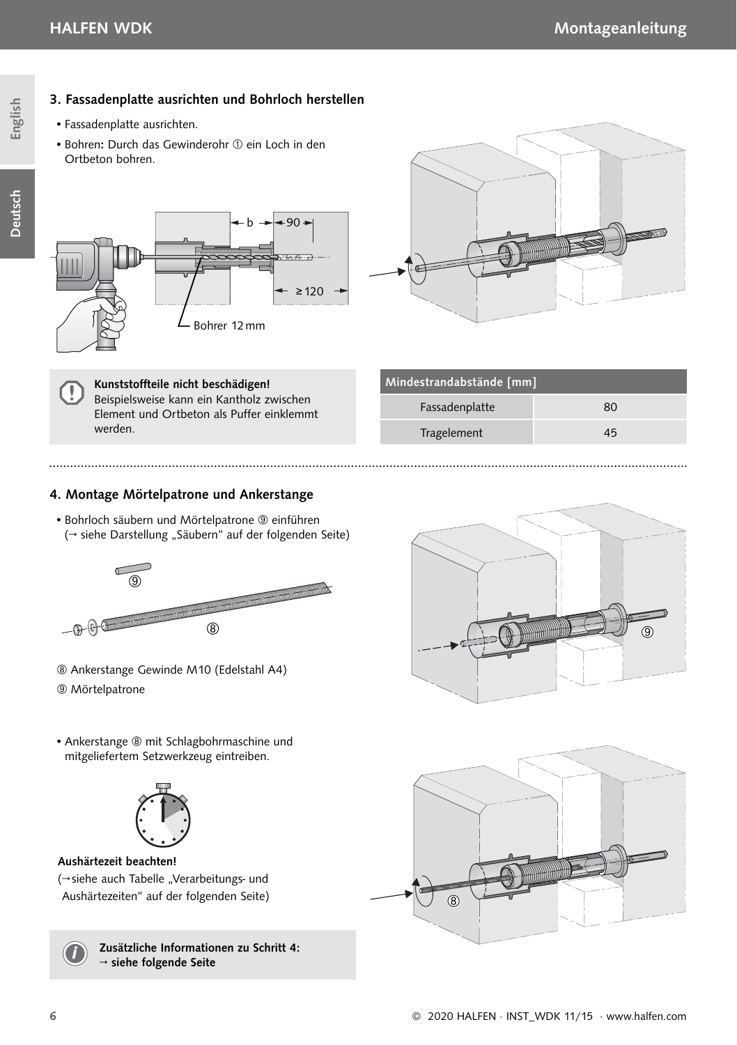## 3. Fassadenplatte ausrichten und Bohrloch herstellen

- Fassadenplatte ausrichten.
- Bohren**:** Durch das Gewinderohr ① ein Loch in den Ortbeton bohren.

b 90 ≥ 120

Bohrer 12 mm

**Kunststoffteile nicht beschädigen!**
Beispielsweise kann ein Kantholz zwischen Element und Ortbeton als Puffer einklemmt werden.

| Mindestrandabstände [mm] | |
|---|---|
| Fassadenplatte | 80 |
| Tragelement | 45 |

## 4. Montage Mörtelpatrone und Ankerstange

- Bohrloch säubern und Mörtelpatrone ⑨ einführen (→ siehe Darstellung „Säubern" auf der folgenden Seite)

⑧ Ankerstange Gewinde M10 (Edelstahl A4)

⑨ Mörtelpatrone

- Ankerstange ⑧ mit Schlagbohrmaschine und mitgeliefertem Setzwerkzeug eintreiben.

**Aushärtezeit beachten!**
(→siehe auch Tabelle „Verarbeitungs- und Aushärtezeiten" auf der folgenden Seite)

**Zusätzliche Informationen zu Schritt 4:**
**→ siehe folgende Seite**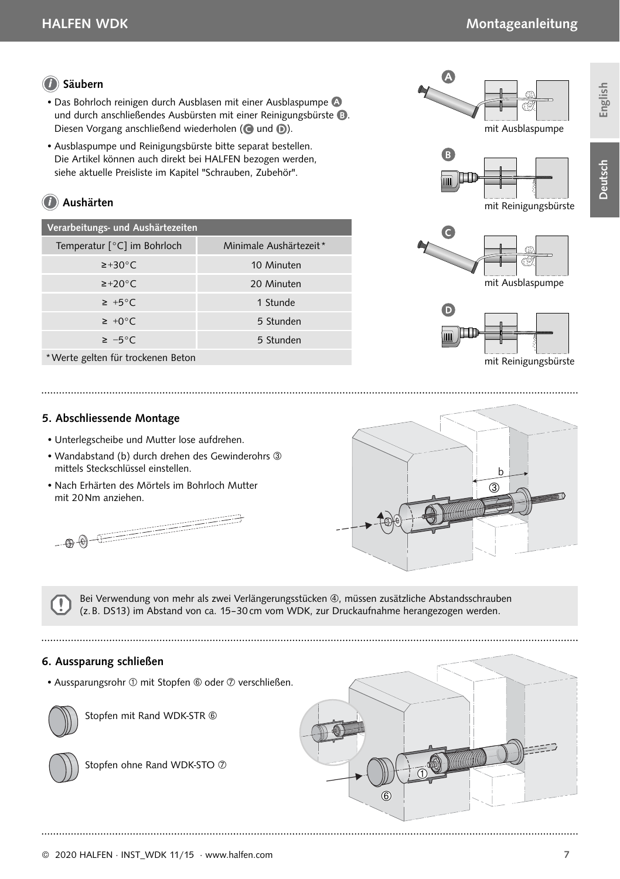## Säubern

- Das Bohrloch reinigen durch Ausblasen mit einer Ausblaspumpe A und durch anschließendes Ausbürsten mit einer Reinigungsbürste B. Diesen Vorgang anschließend wiederholen (C und D).
- Ausblaspumpe und Reinigungsbürste bitte separat bestellen. Die Artikel können auch direkt bei HALFEN bezogen werden, siehe aktuelle Preisliste im Kapitel "Schrauben, Zubehör".

A mit Ausblaspumpe

B mit Reinigungsbürste

C mit Ausblaspumpe

D mit Reinigungsbürste

## Aushärten

| Verarbeitungs- und Aushärtezeiten | |
|---|---|
| Temperatur [°C] im Bohrloch | Minimale Aushärtezeit* |
| ≥+30°C | 10 Minuten |
| ≥+20°C | 20 Minuten |
| ≥ +5°C | 1 Stunde |
| ≥ +0°C | 5 Stunden |
| ≥ −5°C | 5 Stunden |

*Werte gelten für trockenen Beton

## 5. Abschliessende Montage

- Unterlegscheibe und Mutter lose aufdrehen.
- Wandabstand (b) durch drehen des Gewinderohrs ③ mittels Steckschlüssel einstellen.
- Nach Erhärten des Mörtels im Bohrloch Mutter mit 20 Nm anziehen.

Bei Verwendung von mehr als zwei Verlängerungsstücken ④, müssen zusätzliche Abstandsschrauben (z. B. DS13) im Abstand von ca. 15–30 cm vom WDK, zur Druckaufnahme herangezogen werden.

## 6. Aussparung schließen

- Aussparungsrohr ① mit Stopfen ⑥ oder ⑦ verschließen.

Stopfen mit Rand WDK-STR ⑥

Stopfen ohne Rand WDK-STO ⑦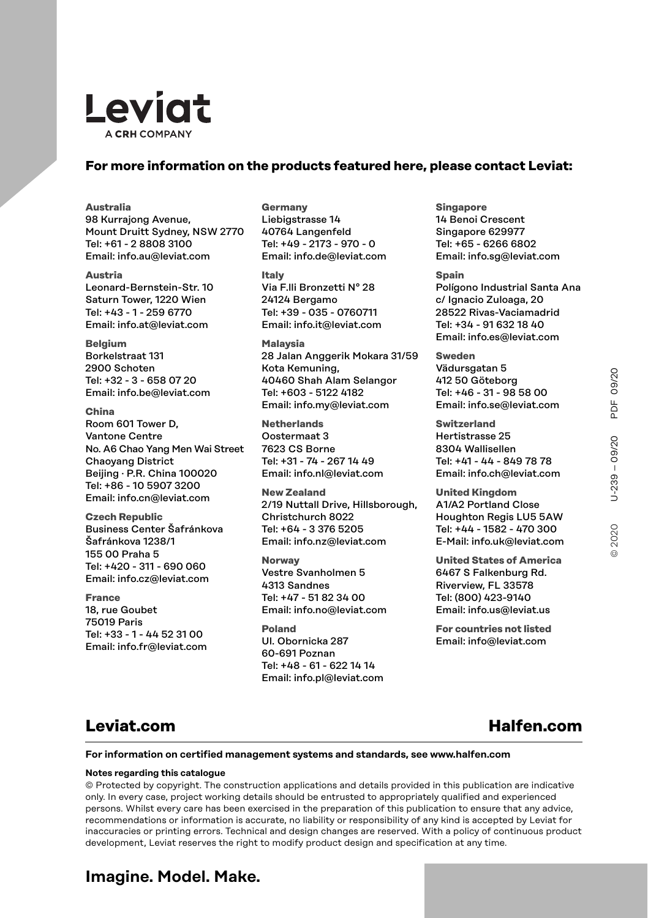Leviat

A CRH COMPANY

## For more information on the products featured here, please contact Leviat:

**Australia**
98 Kurrajong Avenue,
Mount Druitt Sydney, NSW 2770
Tel: +61 - 2 8808 3100
Email: info.au@leviat.com

**Austria**
Leonard-Bernstein-Str. 10
Saturn Tower, 1220 Wien
Tel: +43 - 1 - 259 6770
Email: info.at@leviat.com

**Belgium**
Borkelstraat 131
2900 Schoten
Tel: +32 - 3 - 658 07 20
Email: info.be@leviat.com

**China**
Room 601 Tower D,
Vantone Centre
No. A6 Chao Yang Men Wai Street
Chaoyang District
Beijing · P.R. China 100020
Tel: +86 - 10 5907 3200
Email: info.cn@leviat.com

**Czech Republic**
Business Center Šafránkova
Šafránkova 1238/1
155 00 Praha 5
Tel: +420 - 311 - 690 060
Email: info.cz@leviat.com

**France**
18, rue Goubet
75019 Paris
Tel: +33 - 1 - 44 52 31 00
Email: info.fr@leviat.com

**Germany**
Liebigstrasse 14
40764 Langenfeld
Tel: +49 - 2173 - 970 - 0
Email: info.de@leviat.com

**Italy**
Via F.lli Bronzetti N° 28
24124 Bergamo
Tel: +39 - 035 - 0760711
Email: info.it@leviat.com

**Malaysia**
28 Jalan Anggerik Mokara 31/59
Kota Kemuning,
40460 Shah Alam Selangor
Tel: +603 - 5122 4182
Email: info.my@leviat.com

**Netherlands**
Oostermaat 3
7623 CS Borne
Tel: +31 - 74 - 267 14 49
Email: info.nl@leviat.com

**New Zealand**
2/19 Nuttall Drive, Hillsborough,
Christchurch 8022
Tel: +64 - 3 376 5205
Email: info.nz@leviat.com

**Norway**
Vestre Svanholmen 5
4313 Sandnes
Tel: +47 - 51 82 34 00
Email: info.no@leviat.com

**Poland**
Ul. Obornicka 287
60-691 Poznan
Tel: +48 - 61 - 622 14 14
Email: info.pl@leviat.com

**Singapore**
14 Benoi Crescent
Singapore 629977
Tel: +65 - 6266 6802
Email: info.sg@leviat.com

**Spain**
Polígono Industrial Santa Ana
c/ Ignacio Zuloaga, 20
28522 Rivas-Vaciamadrid
Tel: +34 - 91 632 18 40
Email: info.es@leviat.com

**Sweden**
Vädursgatan 5
412 50 Göteborg
Tel: +46 - 31 - 98 58 00
Email: info.se@leviat.com

**Switzerland**
Hertistrasse 25
8304 Wallisellen
Tel: +41 - 44 - 849 78 78
Email: info.ch@leviat.com

**United Kingdom**
A1/A2 Portland Close
Houghton Regis LU5 5AW
Tel: +44 - 1582 - 470 300
E-Mail: info.uk@leviat.com

**United States of America**
6467 S Falkenburg Rd.
Riverview, FL 33578
Tel: (800) 423-9140
Email: info.us@leviat.us

**For countries not listed**
Email: info@leviat.com

© 2020 U-239 – 09/20 PDF 09/20

## Leviat.com

## Halfen.com

**For information on certified management systems and standards, see www.halfen.com**

**Notes regarding this catalogue**

© Protected by copyright. The construction applications and details provided in this publication are indicative only. In every case, project working details should be entrusted to appropriately qualified and experienced persons. Whilst every care has been exercised in the preparation of this publication to ensure that any advice, recommendations or information is accurate, no liability or responsibility of any kind is accepted by Leviat for inaccuracies or printing errors. Technical and design changes are reserved. With a policy of continuous product development, Leviat reserves the right to modify product design and specification at any time.

## Imagine. Model. Make.